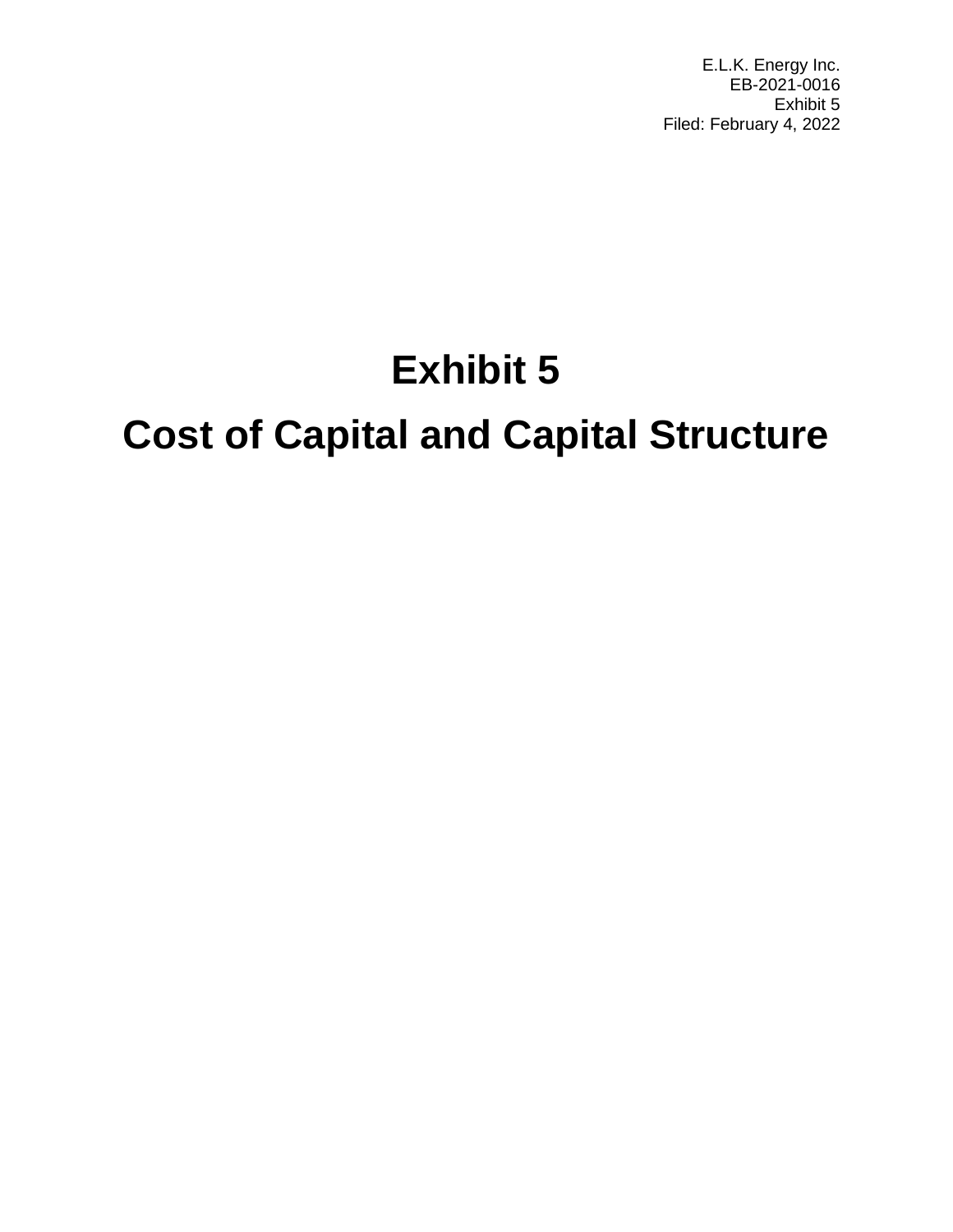E.L.K. Energy Inc.
EB-2021-0016
Exhibit 5
Filed: February 4, 2022

# Exhibit 5

# Cost of Capital and Capital Structure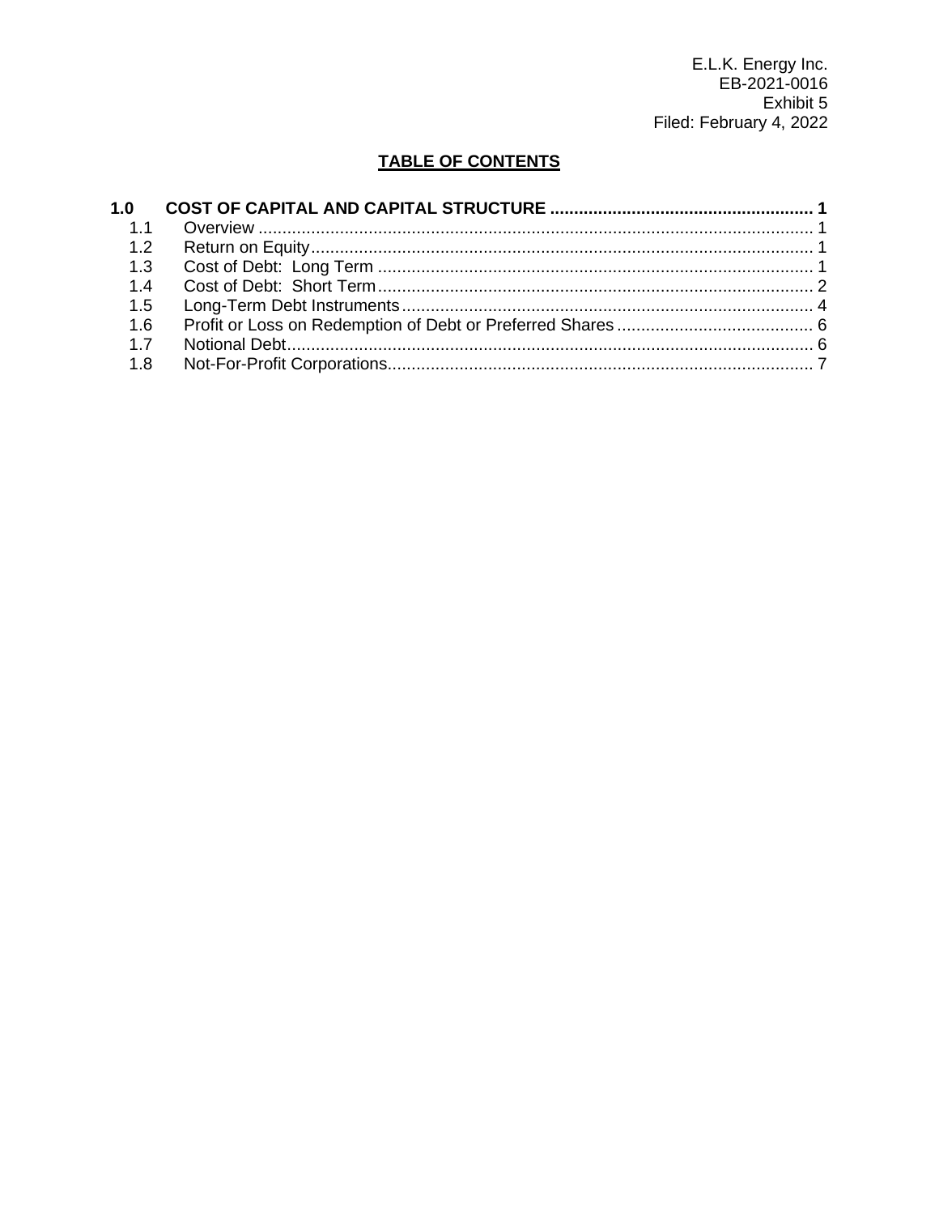E.L.K. Energy Inc.
EB-2021-0016
Exhibit 5
Filed: February 4, 2022

**TABLE OF CONTENTS**

**1.0 COST OF CAPITAL AND CAPITAL STRUCTURE ....................................................... 1**

1.1 Overview ................................................................................................................... 1
1.2 Return on Equity........................................................................................................ 1
1.3 Cost of Debt: Long Term ........................................................................................... 1
1.4 Cost of Debt: Short Term........................................................................................... 2
1.5 Long-Term Debt Instruments..................................................................................... 4
1.6 Profit or Loss on Redemption of Debt or Preferred Shares ......................................... 6
1.7 Notional Debt............................................................................................................. 6
1.8 Not-For-Profit Corporations........................................................................................ 7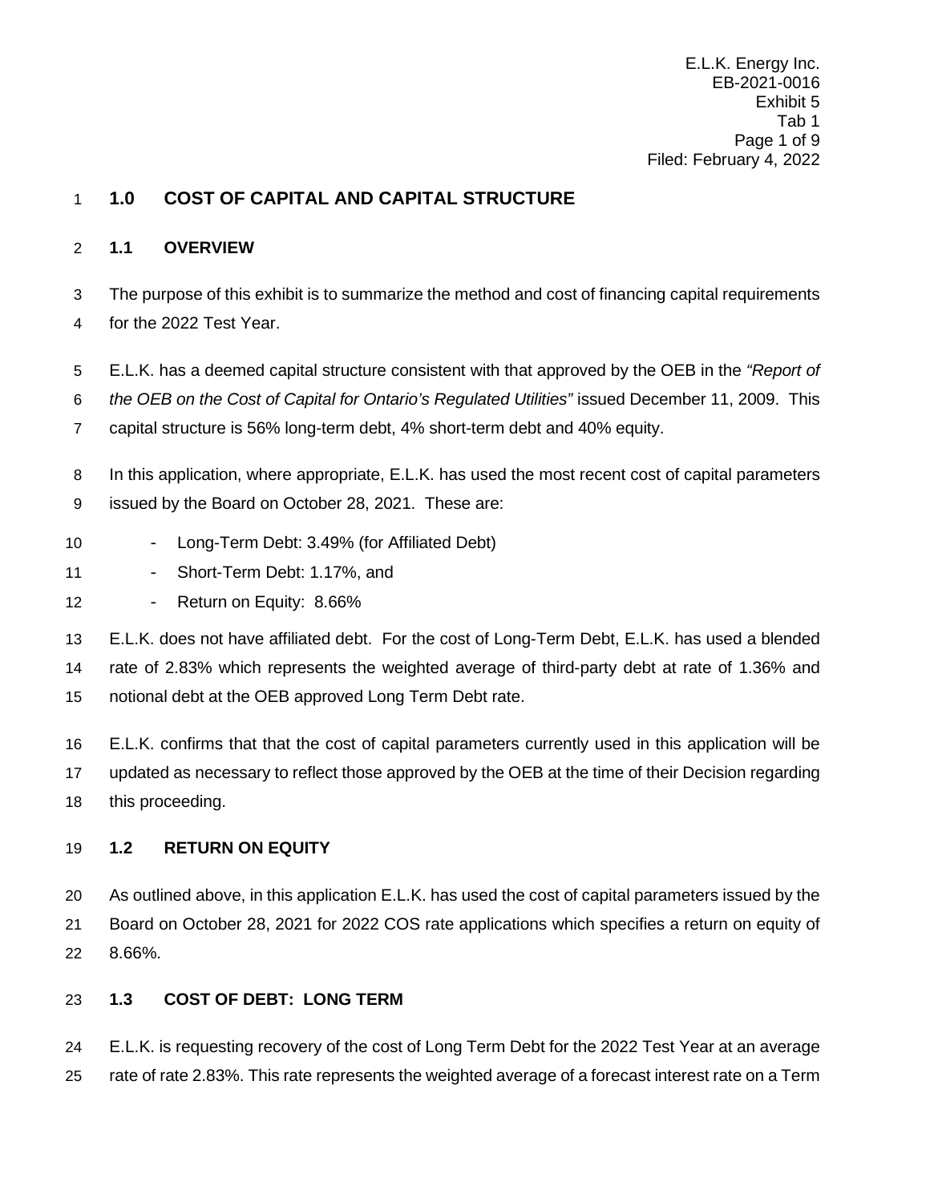# 1.0 COST OF CAPITAL AND CAPITAL STRUCTURE

## 1.1 OVERVIEW

The purpose of this exhibit is to summarize the method and cost of financing capital requirements for the 2022 Test Year.

E.L.K. has a deemed capital structure consistent with that approved by the OEB in the *"Report of the OEB on the Cost of Capital for Ontario's Regulated Utilities"* issued December 11, 2009. This capital structure is 56% long-term debt, 4% short-term debt and 40% equity.

In this application, where appropriate, E.L.K. has used the most recent cost of capital parameters issued by the Board on October 28, 2021. These are:

- Long-Term Debt: 3.49% (for Affiliated Debt)
- Short-Term Debt: 1.17%, and
- Return on Equity: 8.66%

E.L.K. does not have affiliated debt. For the cost of Long-Term Debt, E.L.K. has used a blended rate of 2.83% which represents the weighted average of third-party debt at rate of 1.36% and notional debt at the OEB approved Long Term Debt rate.

E.L.K. confirms that that the cost of capital parameters currently used in this application will be updated as necessary to reflect those approved by the OEB at the time of their Decision regarding this proceeding.

## 1.2 RETURN ON EQUITY

As outlined above, in this application E.L.K. has used the cost of capital parameters issued by the Board on October 28, 2021 for 2022 COS rate applications which specifies a return on equity of 8.66%.

## 1.3 COST OF DEBT: LONG TERM

E.L.K. is requesting recovery of the cost of Long Term Debt for the 2022 Test Year at an average rate of rate 2.83%. This rate represents the weighted average of a forecast interest rate on a Term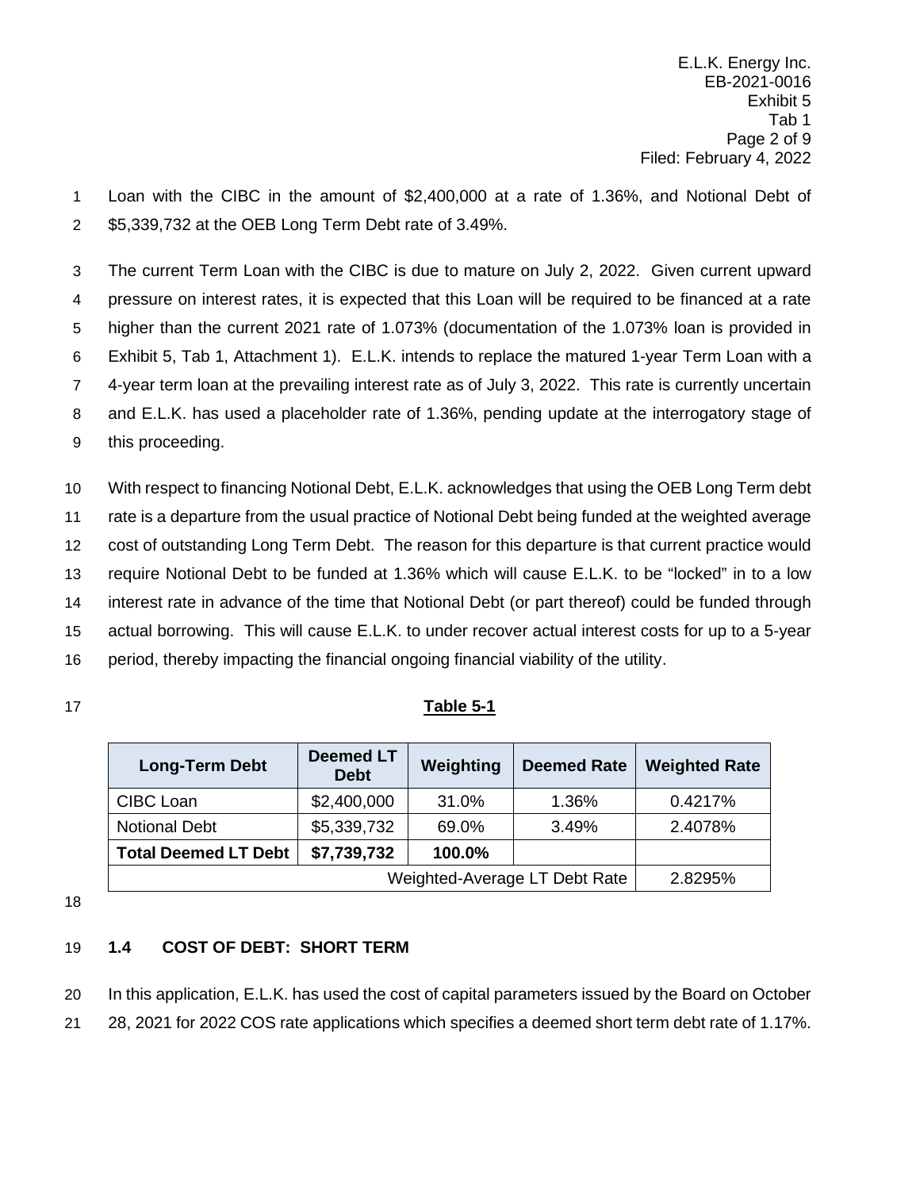Loan with the CIBC in the amount of $2,400,000 at a rate of 1.36%, and Notional Debt of $5,339,732 at the OEB Long Term Debt rate of 3.49%.

The current Term Loan with the CIBC is due to mature on July 2, 2022. Given current upward pressure on interest rates, it is expected that this Loan will be required to be financed at a rate higher than the current 2021 rate of 1.073% (documentation of the 1.073% loan is provided in Exhibit 5, Tab 1, Attachment 1). E.L.K. intends to replace the matured 1-year Term Loan with a 4-year term loan at the prevailing interest rate as of July 3, 2022. This rate is currently uncertain and E.L.K. has used a placeholder rate of 1.36%, pending update at the interrogatory stage of this proceeding.

With respect to financing Notional Debt, E.L.K. acknowledges that using the OEB Long Term debt rate is a departure from the usual practice of Notional Debt being funded at the weighted average cost of outstanding Long Term Debt. The reason for this departure is that current practice would require Notional Debt to be funded at 1.36% which will cause E.L.K. to be "locked" in to a low interest rate in advance of the time that Notional Debt (or part thereof) could be funded through actual borrowing. This will cause E.L.K. to under recover actual interest costs for up to a 5-year period, thereby impacting the financial ongoing financial viability of the utility.

**Table 5-1**

| Long-Term Debt | Deemed LT Debt | Weighting | Deemed Rate | Weighted Rate |
|---|---|---|---|---|
| CIBC Loan | $2,400,000 | 31.0% | 1.36% | 0.4217% |
| Notional Debt | $5,339,732 | 69.0% | 3.49% | 2.4078% |
| **Total Deemed LT Debt** | **$7,739,732** | **100.0%** | | |
| Weighted-Average LT Debt Rate | | | | 2.8295% |

## 1.4 COST OF DEBT: SHORT TERM

In this application, E.L.K. has used the cost of capital parameters issued by the Board on October 28, 2021 for 2022 COS rate applications which specifies a deemed short term debt rate of 1.17%.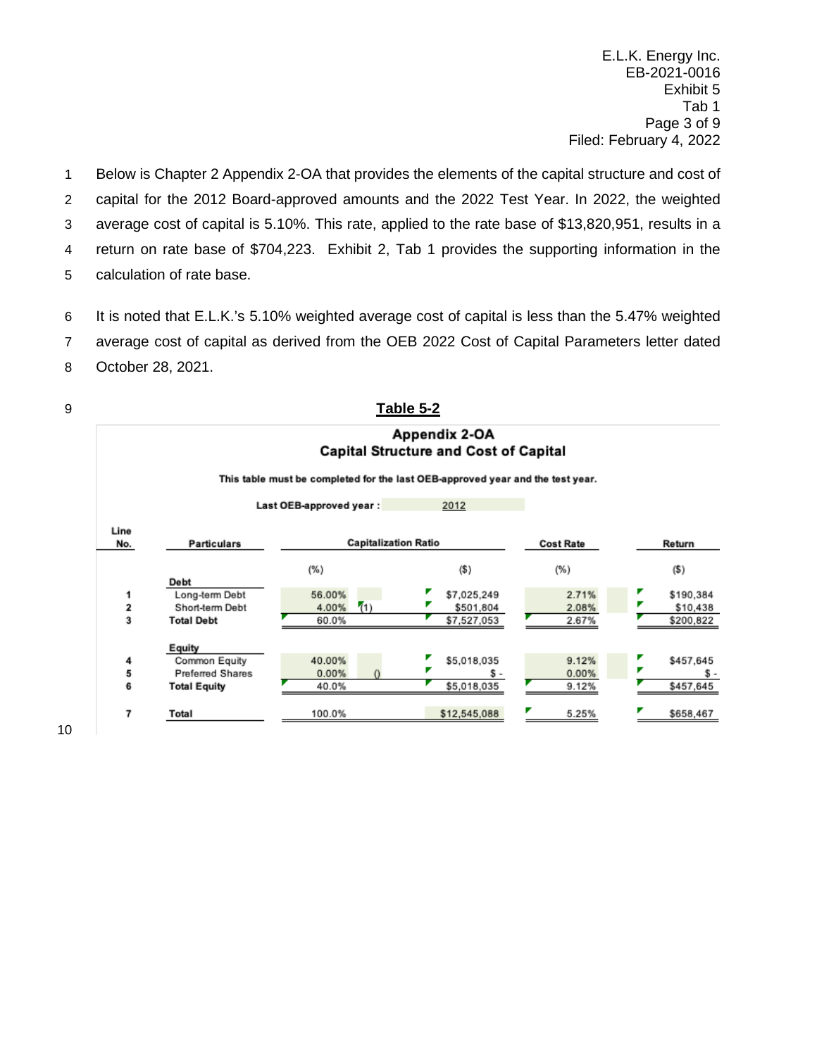Below is Chapter 2 Appendix 2-OA that provides the elements of the capital structure and cost of capital for the 2012 Board-approved amounts and the 2022 Test Year. In 2022, the weighted average cost of capital is 5.10%. This rate, applied to the rate base of $13,820,951, results in a return on rate base of $704,223. Exhibit 2, Tab 1 provides the supporting information in the calculation of rate base.

It is noted that E.L.K.'s 5.10% weighted average cost of capital is less than the 5.47% weighted average cost of capital as derived from the OEB 2022 Cost of Capital Parameters letter dated October 28, 2021.

**Table 5-2**

## Appendix 2-OA
## Capital Structure and Cost of Capital

**This table must be completed for the last OEB-approved year and the test year.**

**Last OEB-approved year :** 2012

| Line No. | Particulars | Capitalization Ratio | | Cost Rate | Return |
|---|---|---|---|---|---|
| | | (%) | ($) | (%) | ($) |
| | **Debt** | | | | |
| 1 | Long-term Debt | 56.00% | $7,025,249 | 2.71% | $190,384 |
| 2 | Short-term Debt | 4.00% (1) | $501,804 | 2.08% | $10,438 |
| 3 | **Total Debt** | 60.0% | $7,527,053 | 2.67% | $200,822 |
| | **Equity** | | | | |
| 4 | Common Equity | 40.00% | $5,018,035 | 9.12% | $457,645 |
| 5 | Preferred Shares | 0.00% () | $ - | 0.00% | $ - |
| 6 | **Total Equity** | 40.0% | $5,018,035 | 9.12% | $457,645 |
| 7 | **Total** | 100.0% | $12,545,088 | 5.25% | $658,467 |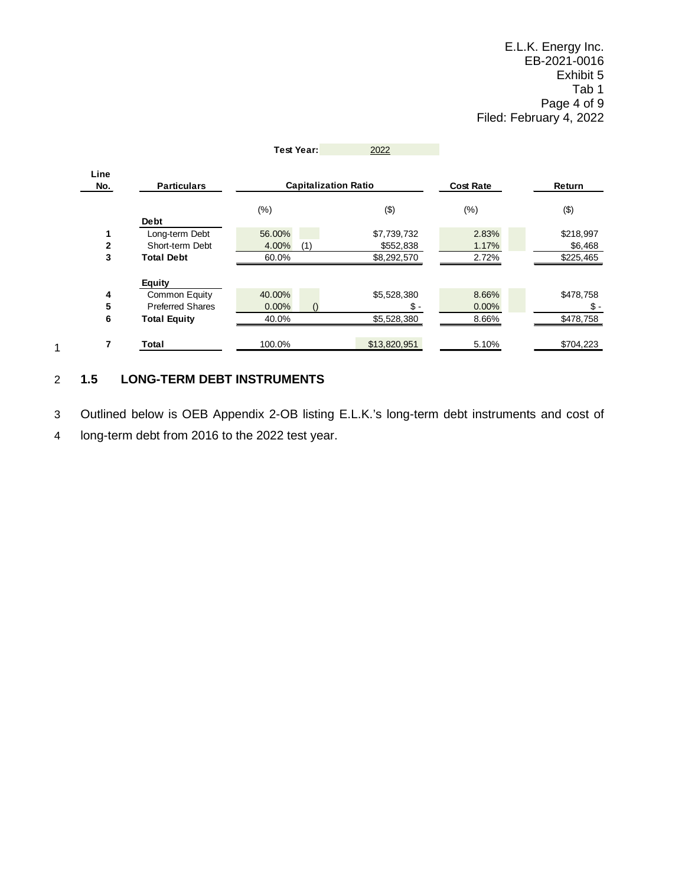**Test Year:** 2022

| Line No. | Particulars | Capitalization Ratio | | | Cost Rate | Return |
|---|---|---|---|---|---|---|
| | | (%) | | ($) | (%) | ($) |
| | **Debt** | | | | | |
| 1 | Long-term Debt | 56.00% | | $7,739,732 | 2.83% | $218,997 |
| 2 | Short-term Debt | 4.00% | (1) | $552,838 | 1.17% | $6,468 |
| 3 | **Total Debt** | 60.0% | | $8,292,570 | 2.72% | $225,465 |
| | **Equity** | | | | | |
| 4 | Common Equity | 40.00% | | $5,528,380 | 8.66% | $478,758 |
| 5 | Preferred Shares | 0.00% | () | $ - | 0.00% | $ - |
| 6 | **Total Equity** | 40.0% | | $5,528,380 | 8.66% | $478,758 |
| 7 | **Total** | 100.0% | | $13,820,951 | 5.10% | $704,223 |

## 1.5 LONG-TERM DEBT INSTRUMENTS

Outlined below is OEB Appendix 2-OB listing E.L.K.'s long-term debt instruments and cost of long-term debt from 2016 to the 2022 test year.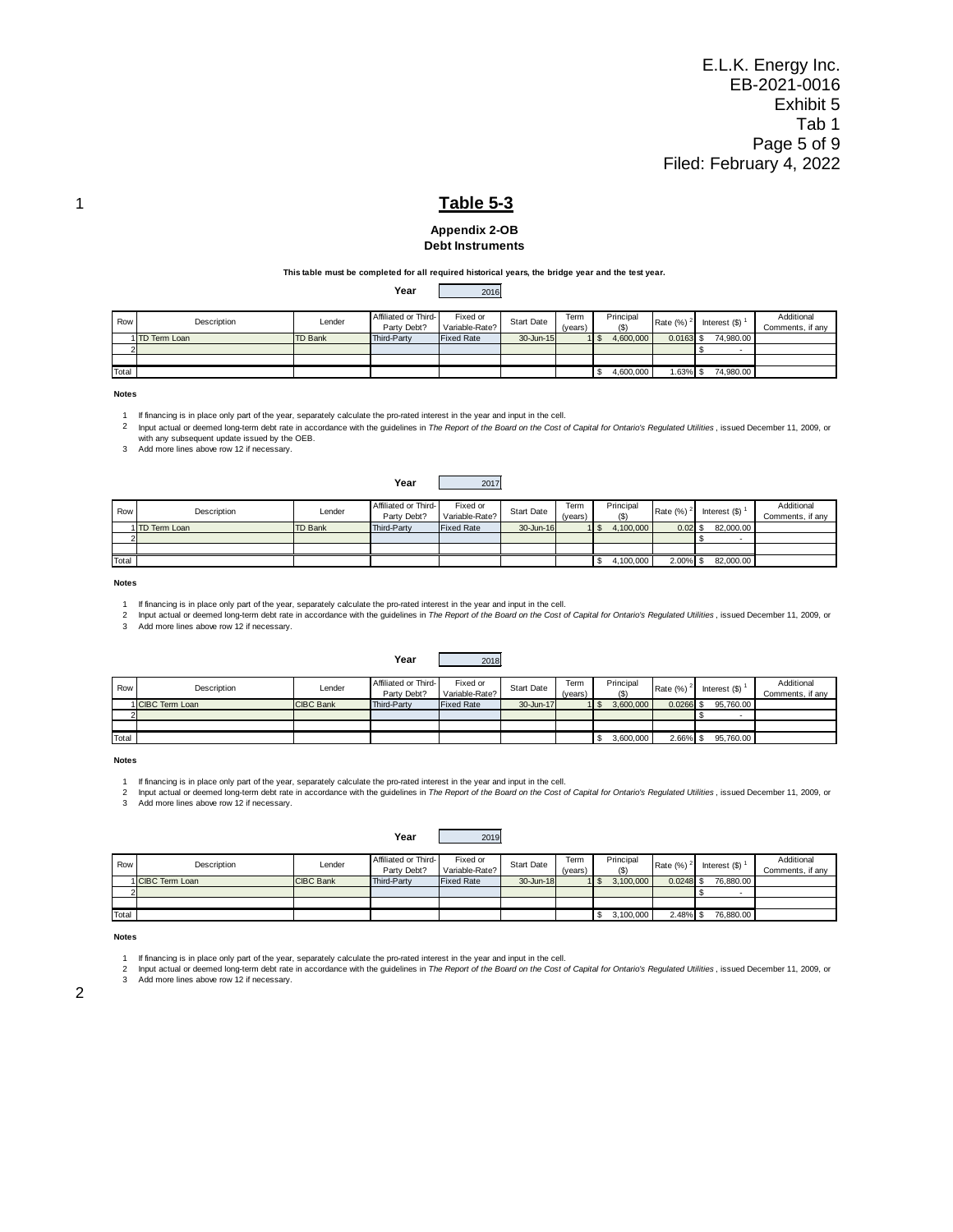# Table 5-3

## Appendix 2-OB
## Debt Instruments

**This table must be completed for all required historical years, the bridge year and the test year.**

**Year** 2016

| Row | Description | Lender | Affiliated or Third-Party Debt? | Fixed or Variable-Rate? | Start Date | Term (years) | Principal ($) | Rate (%) [2] | Interest ($) [1] | Additional Comments, if any |
|---|---|---|---|---|---|---|---|---|---|---|
| 1 | TD Term Loan | TD Bank | Third-Party | Fixed Rate | 30-Jun-15 | 1 | $ 4,600,000 | 0.0163 | $ 74,980.00 | |
| 2 | | | | | | | | | $ - | |
| | | | | | | | | | | |
| Total | | | | | | | $ 4,600,000 | 1.63% | $ 74,980.00 | |

**Notes**

1. If financing is in place only part of the year, separately calculate the pro-rated interest in the year and input in the cell.
2. Input actual or deemed long-term debt rate in accordance with the guidelines in *The Report of the Board on the Cost of Capital for Ontario's Regulated Utilities* , issued December 11, 2009, or with any subsequent update issued by the OEB.
3. Add more lines above row 12 if necessary.

**Year** 2017

| Row | Description | Lender | Affiliated or Third-Party Debt? | Fixed or Variable-Rate? | Start Date | Term (years) | Principal ($) | Rate (%) [2] | Interest ($) [1] | Additional Comments, if any |
|---|---|---|---|---|---|---|---|---|---|---|
| 1 | TD Term Loan | TD Bank | Third-Party | Fixed Rate | 30-Jun-16 | 1 | $ 4,100,000 | 0.02 | $ 82,000.00 | |
| 2 | | | | | | | | | $ - | |
| | | | | | | | | | | |
| Total | | | | | | | $ 4,100,000 | 2.00% | $ 82,000.00 | |

**Notes**

1. If financing is in place only part of the year, separately calculate the pro-rated interest in the year and input in the cell.
2. Input actual or deemed long-term debt rate in accordance with the guidelines in *The Report of the Board on the Cost of Capital for Ontario's Regulated Utilities* , issued December 11, 2009, or
3. Add more lines above row 12 if necessary.

**Year** 2018

| Row | Description | Lender | Affiliated or Third-Party Debt? | Fixed or Variable-Rate? | Start Date | Term (years) | Principal ($) | Rate (%) [2] | Interest ($) [1] | Additional Comments, if any |
|---|---|---|---|---|---|---|---|---|---|---|
| 1 | CIBC Term Loan | CIBC Bank | Third-Party | Fixed Rate | 30-Jun-17 | 1 | $ 3,600,000 | 0.0266 | $ 95,760.00 | |
| 2 | | | | | | | | | $ - | |
| | | | | | | | | | | |
| Total | | | | | | | $ 3,600,000 | 2.66% | $ 95,760.00 | |

**Notes**

1. If financing is in place only part of the year, separately calculate the pro-rated interest in the year and input in the cell.
2. Input actual or deemed long-term debt rate in accordance with the guidelines in *The Report of the Board on the Cost of Capital for Ontario's Regulated Utilities* , issued December 11, 2009, or
3. Add more lines above row 12 if necessary.

**Year** 2019

| Row | Description | Lender | Affiliated or Third-Party Debt? | Fixed or Variable-Rate? | Start Date | Term (years) | Principal ($) | Rate (%) [2] | Interest ($) [1] | Additional Comments, if any |
|---|---|---|---|---|---|---|---|---|---|---|
| 1 | CIBC Term Loan | CIBC Bank | Third-Party | Fixed Rate | 30-Jun-18 | 1 | $ 3,100,000 | 0.0248 | $ 76,880.00 | |
| 2 | | | | | | | | | $ - | |
| | | | | | | | | | | |
| Total | | | | | | | $ 3,100,000 | 2.48% | $ 76,880.00 | |

**Notes**

1. If financing is in place only part of the year, separately calculate the pro-rated interest in the year and input in the cell.
2. Input actual or deemed long-term debt rate in accordance with the guidelines in *The Report of the Board on the Cost of Capital for Ontario's Regulated Utilities* , issued December 11, 2009, or
3. Add more lines above row 12 if necessary.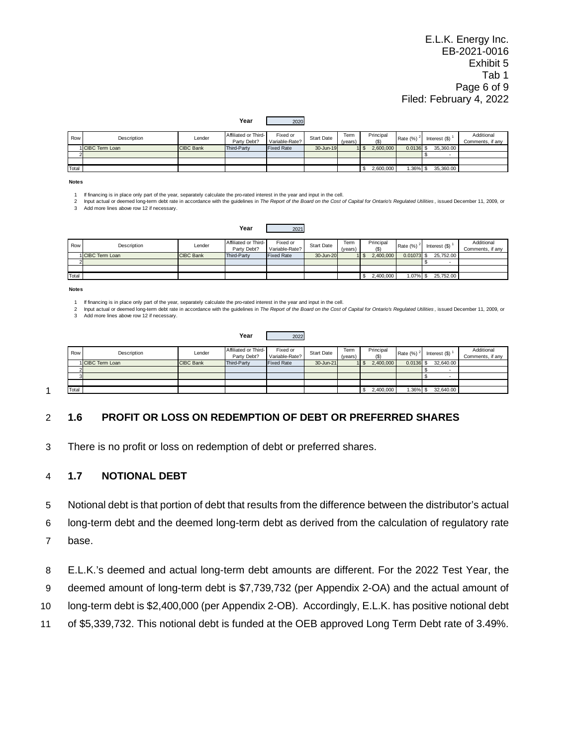**Year** 2020

| Row | Description | Lender | Affiliated or Third-Party Debt? | Fixed or Variable-Rate? | Start Date | Term (years) | Principal ($) | Rate (%) [2] | Interest ($) [1] | Additional Comments, if any |
|---|---|---|---|---|---|---|---|---|---|---|
| 1 | CIBC Term Loan | CIBC Bank | Third-Party | Fixed Rate | 30-Jun-19 | 1 | $ 2,600,000 | 0.0136 | $ 35,360.00 | |
| 2 | | | | | | | | | $ - | |
| | | | | | | | | | | |
| Total | | | | | | | $ 2,600,000 | 1.36% | $ 35,360.00 | |

**Notes**

1 If financing is in place only part of the year, separately calculate the pro-rated interest in the year and input in the cell.
2 Input actual or deemed long-term debt rate in accordance with the guidelines in *The Report of the Board on the Cost of Capital for Ontario's Regulated Utilities*, issued December 11, 2009, or
3 Add more lines above row 12 if necessary.

**Year** 2021

| Row | Description | Lender | Affiliated or Third-Party Debt? | Fixed or Variable-Rate? | Start Date | Term (years) | Principal ($) | Rate (%) [2] | Interest ($) [1] | Additional Comments, if any |
|---|---|---|---|---|---|---|---|---|---|---|
| 1 | CIBC Term Loan | CIBC Bank | Third-Party | Fixed Rate | 30-Jun-20 | 1 | $ 2,400,000 | 0.01073 | $ 25,752.00 | |
| 2 | | | | | | | | | $ - | |
| | | | | | | | | | | |
| Total | | | | | | | $ 2,400,000 | 1.07% | $ 25,752.00 | |

**Notes**

1 If financing is in place only part of the year, separately calculate the pro-rated interest in the year and input in the cell.
2 Input actual or deemed long-term debt rate in accordance with the guidelines in *The Report of the Board on the Cost of Capital for Ontario's Regulated Utilities*, issued December 11, 2009, or
3 Add more lines above row 12 if necessary.

**Year** 2022

| Row | Description | Lender | Affiliated or Third-Party Debt? | Fixed or Variable-Rate? | Start Date | Term (years) | Principal ($) | Rate (%) [2] | Interest ($) [1] | Additional Comments, if any |
|---|---|---|---|---|---|---|---|---|---|---|
| 1 | CIBC Term Loan | CIBC Bank | Third-Party | Fixed Rate | 30-Jun-21 | 1 | $ 2,400,000 | 0.0136 | $ 32,640.00 | |
| 2 | | | | | | | | | $ - | |
| 3 | | | | | | | | | $ - | |
| | | | | | | | | | | |
| Total | | | | | | | $ 2,400,000 | 1.36% | $ 32,640.00 | |

## 1.6 PROFIT OR LOSS ON REDEMPTION OF DEBT OR PREFERRED SHARES

There is no profit or loss on redemption of debt or preferred shares.

## 1.7 NOTIONAL DEBT

Notional debt is that portion of debt that results from the difference between the distributor's actual long-term debt and the deemed long-term debt as derived from the calculation of regulatory rate base.

E.L.K.'s deemed and actual long-term debt amounts are different. For the 2022 Test Year, the deemed amount of long-term debt is $7,739,732 (per Appendix 2-OA) and the actual amount of long-term debt is $2,400,000 (per Appendix 2-OB). Accordingly, E.L.K. has positive notional debt of $5,339,732. This notional debt is funded at the OEB approved Long Term Debt rate of 3.49%.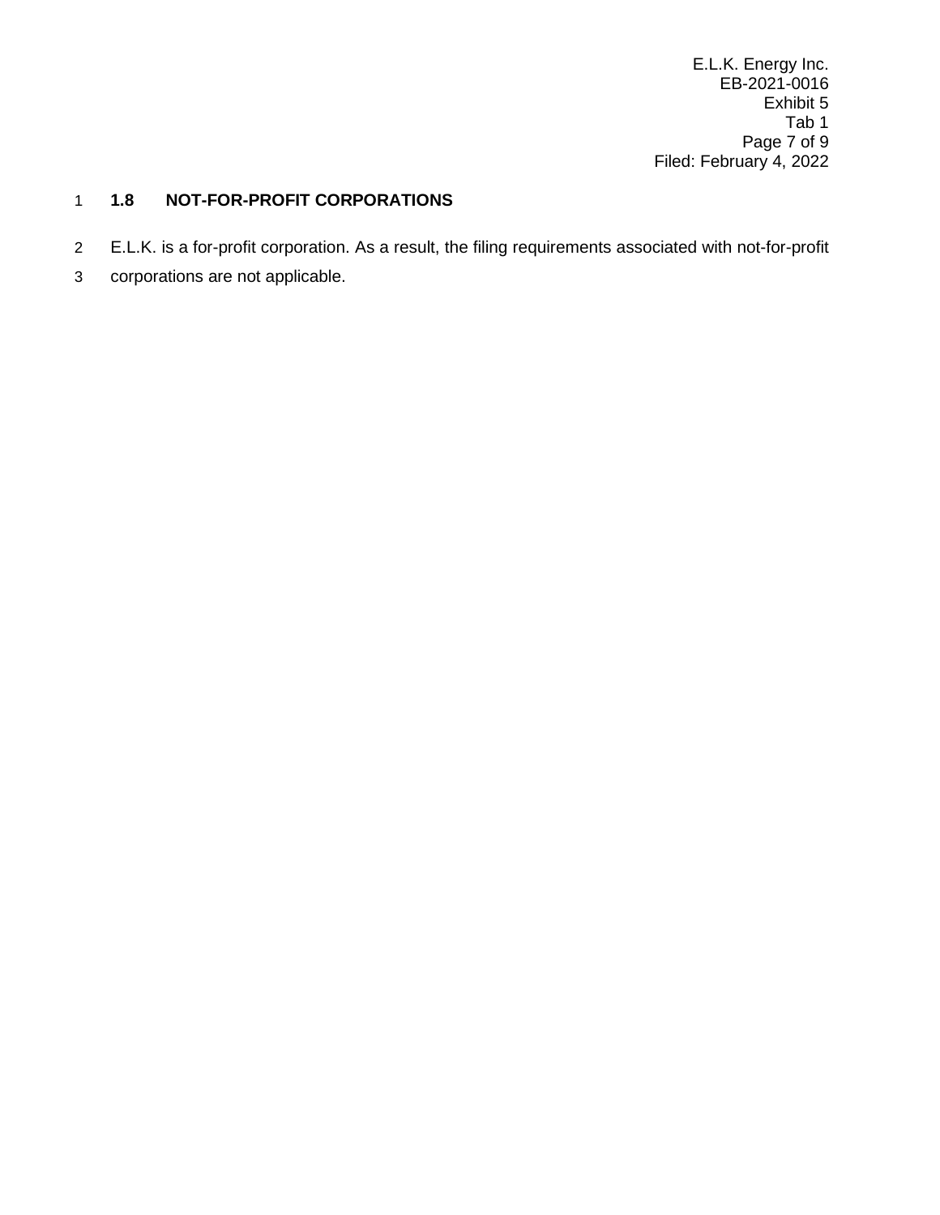## 1.8 NOT-FOR-PROFIT CORPORATIONS

E.L.K. is a for-profit corporation. As a result, the filing requirements associated with not-for-profit corporations are not applicable.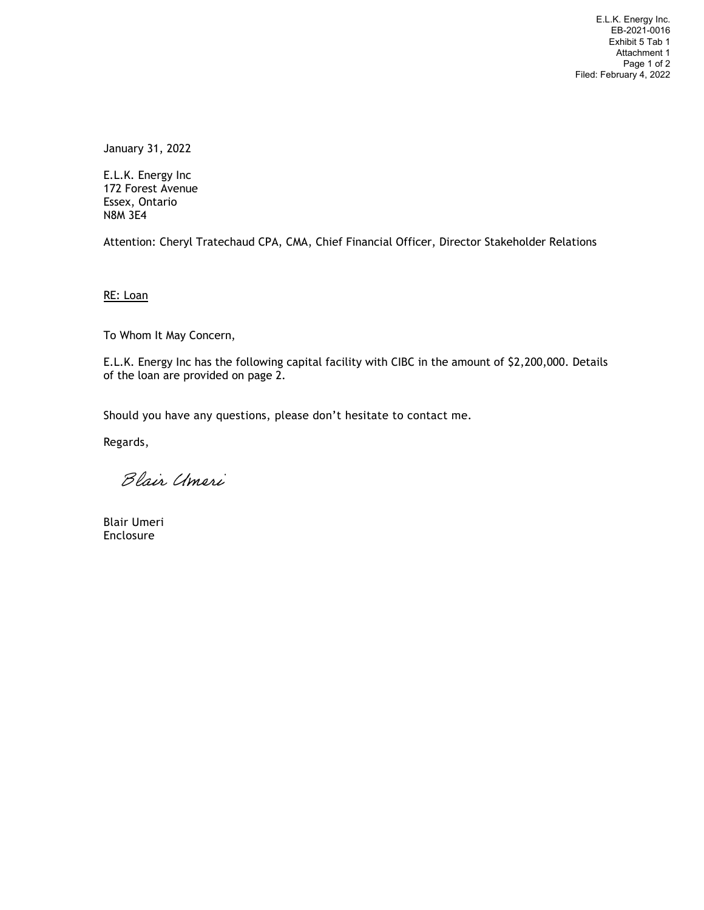January 31, 2022

E.L.K. Energy Inc
172 Forest Avenue
Essex, Ontario
N8M 3E4

Attention: Cheryl Tratechaud CPA, CMA, Chief Financial Officer, Director Stakeholder Relations

RE: Loan

To Whom It May Concern,

E.L.K. Energy Inc has the following capital facility with CIBC in the amount of $2,200,000. Details of the loan are provided on page 2.

Should you have any questions, please don't hesitate to contact me.

Regards,

Blair Umeri

Blair Umeri
Enclosure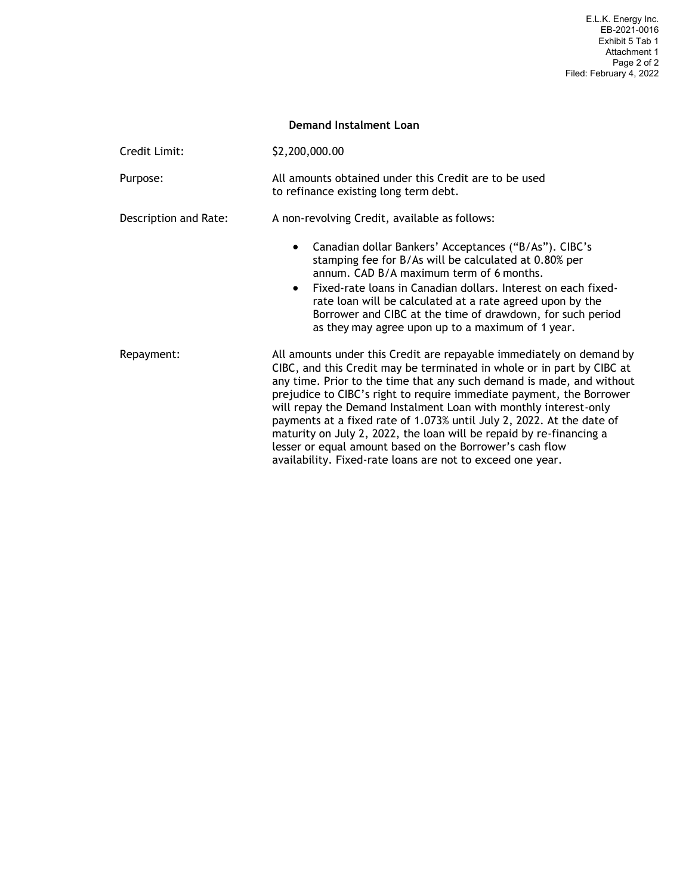## Demand Instalment Loan

| | |
|---|---|
| Credit Limit: | $2,200,000.00 |
| Purpose: | All amounts obtained under this Credit are to be used to refinance existing long term debt. |
| Description and Rate: | A non-revolving Credit, available as follows: <br>• Canadian dollar Bankers' Acceptances ("B/As"). CIBC's stamping fee for B/As will be calculated at 0.80% per annum. CAD B/A maximum term of 6 months.<br>• Fixed-rate loans in Canadian dollars. Interest on each fixed-rate loan will be calculated at a rate agreed upon by the Borrower and CIBC at the time of drawdown, for such period as they may agree upon up to a maximum of 1 year. |
| Repayment: | All amounts under this Credit are repayable immediately on demand by CIBC, and this Credit may be terminated in whole or in part by CIBC at any time. Prior to the time that any such demand is made, and without prejudice to CIBC's right to require immediate payment, the Borrower will repay the Demand Instalment Loan with monthly interest-only payments at a fixed rate of 1.073% until July 2, 2022. At the date of maturity on July 2, 2022, the loan will be repaid by re-financing a lesser or equal amount based on the Borrower's cash flow availability. Fixed-rate loans are not to exceed one year. |